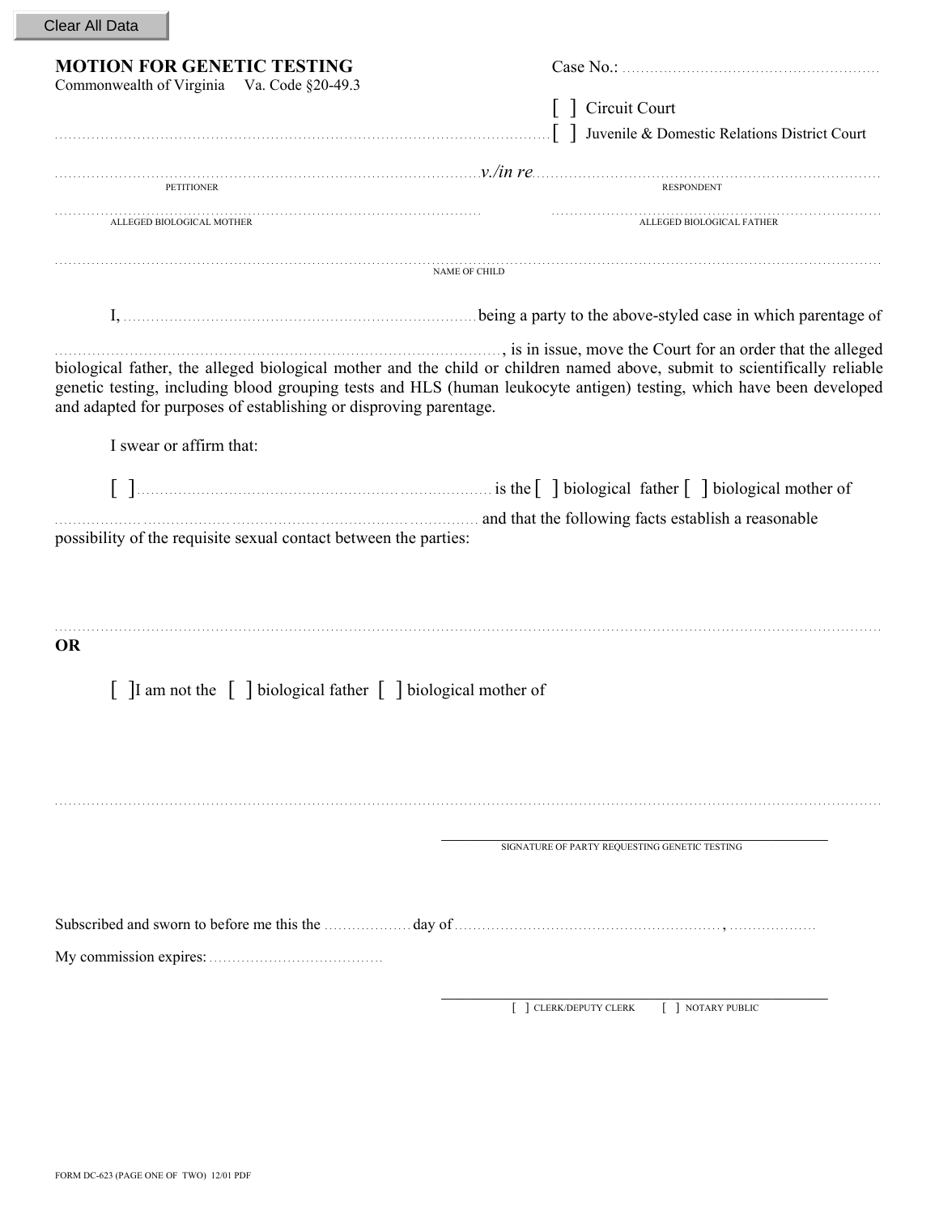# MOTION FOR GENETIC TESTING

Commonwealth of Virginia     Va. Code §20-49.3

Case No.: ..............................................................

[ ] Circuit Court

.................................................................................................... [ ] Juvenile & Domestic Relations District Court

........................................................................ *v./in re* ........................................................................

PETITIONER                                                                                    RESPONDENT

........................................................................          ........................................................................

ALLEGED BIOLOGICAL MOTHER                                                         ALLEGED BIOLOGICAL FATHER

....................................................................................................................................................

NAME OF CHILD

I, ........................................................................ being a party to the above-styled case in which parentage of ........................................................................, is in issue, move the Court for an order that the alleged biological father, the alleged biological mother and the child or children named above, submit to scientifically reliable genetic testing, including blood grouping tests and HLS (human leukocyte antigen) testing, which have been developed and adapted for purposes of establishing or disproving parentage.

I swear or affirm that:

[ ] ........................................................................ is the [ ] biological father [ ] biological mother of ........................................................................ and that the following facts establish a reasonable possibility of the requisite sexual contact between the parties:

....................................................................................................................................................

**OR**

[ ] I am not the [ ] biological father [ ] biological mother of

....................................................................................................................................................

SIGNATURE OF PARTY REQUESTING GENETIC TESTING

Subscribed and sworn to before me this the .................. day of ........................................................, ..................

My commission expires: ......................................

[ ] CLERK/DEPUTY CLERK     [ ] NOTARY PUBLIC

FORM DC-623 (PAGE ONE OF TWO) 12/01 PDF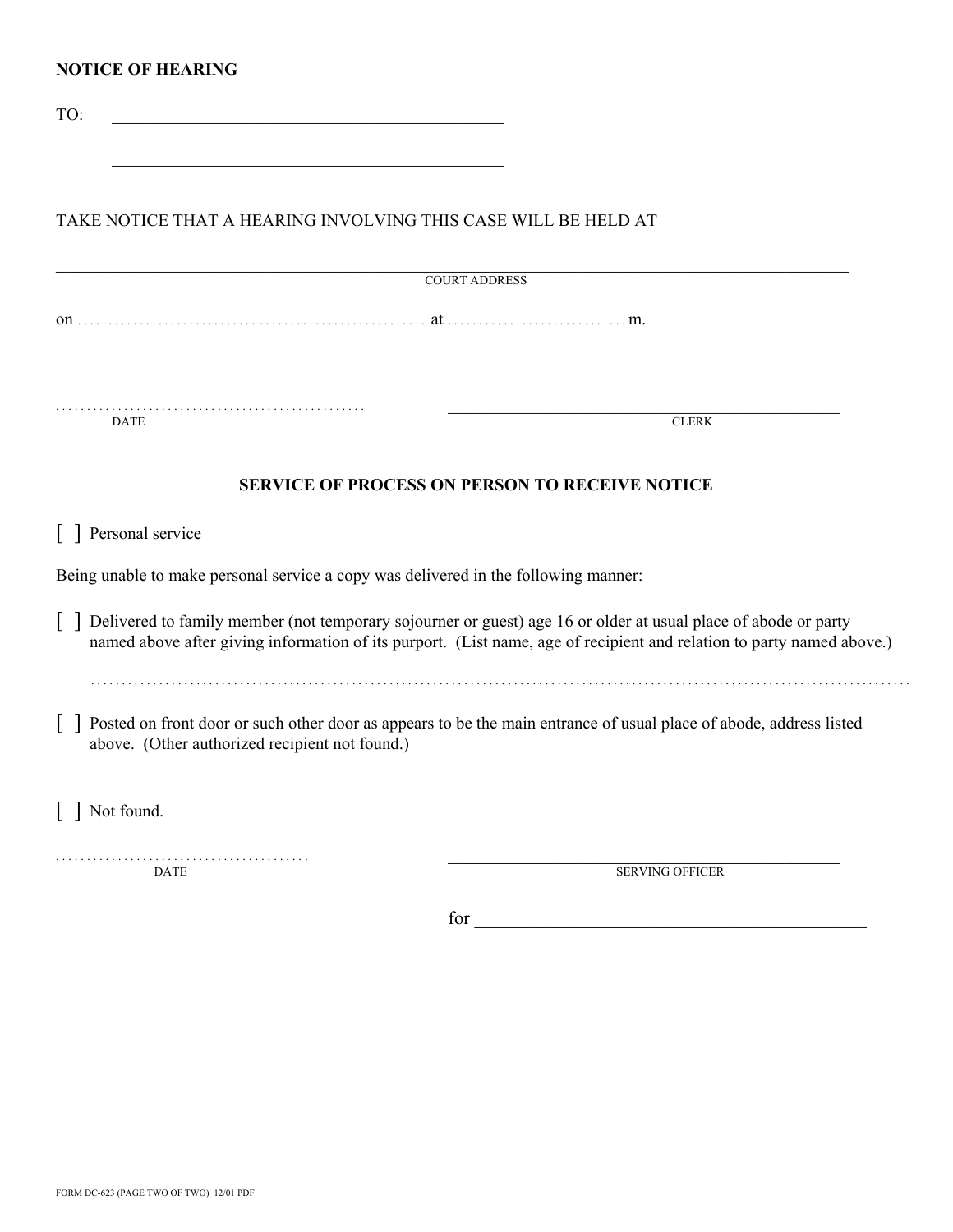**NOTICE OF HEARING**

TO: ______________________________________________

______________________________________________

TAKE NOTICE THAT A HEARING INVOLVING THIS CASE WILL BE HELD AT

______________________________________________________________________________________________
COURT ADDRESS

on ...................................................... at ............................ m.

................................................. ______________________________________________
DATE CLERK

**SERVICE OF PROCESS ON PERSON TO RECEIVE NOTICE**

[ ] Personal service

Being unable to make personal service a copy was delivered in the following manner:

[ ] Delivered to family member (not temporary sojourner or guest) age 16 or older at usual place of abode or party named above after giving information of its purport. (List name, age of recipient and relation to party named above.)

.......................................................................................................................................................

[ ] Posted on front door or such other door as appears to be the main entrance of usual place of abode, address listed above. (Other authorized recipient not found.)

[ ] Not found.

........................................ ______________________________________________
DATE SERVING OFFICER

for ____________________________________________

FORM DC-623 (PAGE TWO OF TWO) 12/01 PDF